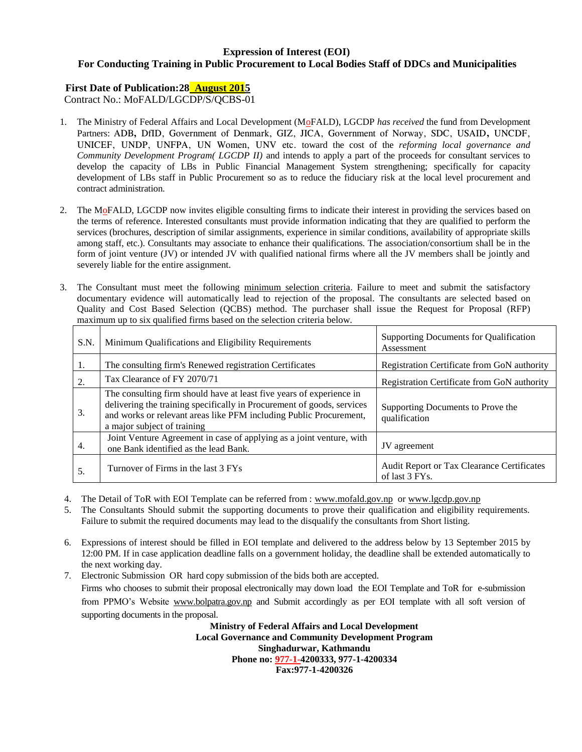**Expression of Interest (EOI)**

**For Conducting Training in Public Procurement to Local Bodies Staff of DDCs and Municipalities**

**First Date of Publication:28 August 2015**

Contract No.: MoFALD/LGCDP/S/QCBS-01

1. The Ministry of Federal Affairs and Local Development (MoFALD), LGCDP *has received* the fund from Development Partners: ADB, DfID, Government of Denmark, GIZ, JICA, Government of Norway, SDC, USAID, UNCDF, UNICEF, UNDP, UNFPA, UN Women, UNV etc. toward the cost of the *reforming local governance and Community Development Program( LGCDP II)* and intends to apply a part of the proceeds for consultant services to develop the capacity of LBs in Public Financial Management System strengthening; specifically for capacity development of LBs staff in Public Procurement so as to reduce the fiduciary risk at the local level procurement and contract administration.

2. The MoFALD, LGCDP now invites eligible consulting firms to indicate their interest in providing the services based on the terms of reference. Interested consultants must provide information indicating that they are qualified to perform the services (brochures, description of similar assignments, experience in similar conditions, availability of appropriate skills among staff, etc.). Consultants may associate to enhance their qualifications. The association/consortium shall be in the form of joint venture (JV) or intended JV with qualified national firms where all the JV members shall be jointly and severely liable for the entire assignment.

3. The Consultant must meet the following minimum selection criteria. Failure to meet and submit the satisfactory documentary evidence will automatically lead to rejection of the proposal. The consultants are selected based on Quality and Cost Based Selection (QCBS) method. The purchaser shall issue the Request for Proposal (RFP) maximum up to six qualified firms based on the selection criteria below.

| S.N. | Minimum Qualifications and Eligibility Requirements | Supporting Documents for Qualification Assessment |
|---|---|---|
| 1. | The consulting firm's Renewed registration Certificates | Registration Certificate from GoN authority |
| 2. | Tax Clearance of FY 2070/71 | Registration Certificate from GoN authority |
| 3. | The consulting firm should have at least five years of experience in delivering the training specifically in Procurement of goods, services and works or relevant areas like PFM including Public Procurement, a major subject of training | Supporting Documents to Prove the qualification |
| 4. | Joint Venture Agreement in case of applying as a joint venture, with one Bank identified as the lead Bank. | JV agreement |
| 5. | Turnover of Firms in the last 3 FYs | Audit Report or Tax Clearance Certificates of last 3 FYs. |

4. The Detail of ToR with EOI Template can be referred from : www.mofald.gov.np or www.lgcdp.gov.np
5. The Consultants Should submit the supporting documents to prove their qualification and eligibility requirements. Failure to submit the required documents may lead to the disqualify the consultants from Short listing.
6. Expressions of interest should be filled in EOI template and delivered to the address below by 13 September 2015 by 12:00 PM. If in case application deadline falls on a government holiday, the deadline shall be extended automatically to the next working day.
7. Electronic Submission OR hard copy submission of the bids both are accepted.
   Firms who chooses to submit their proposal electronically may down load the EOI Template and ToR for e-submission from PPMO's Website www.bolpatra.gov.np and Submit accordingly as per EOI template with all soft version of supporting documents in the proposal.

**Ministry of Federal Affairs and Local Development**
**Local Governance and Community Development Program**
**Singhadurwar, Kathmandu**
**Phone no: 977-1-4200333, 977-1-4200334**
**Fax:977-1-4200326**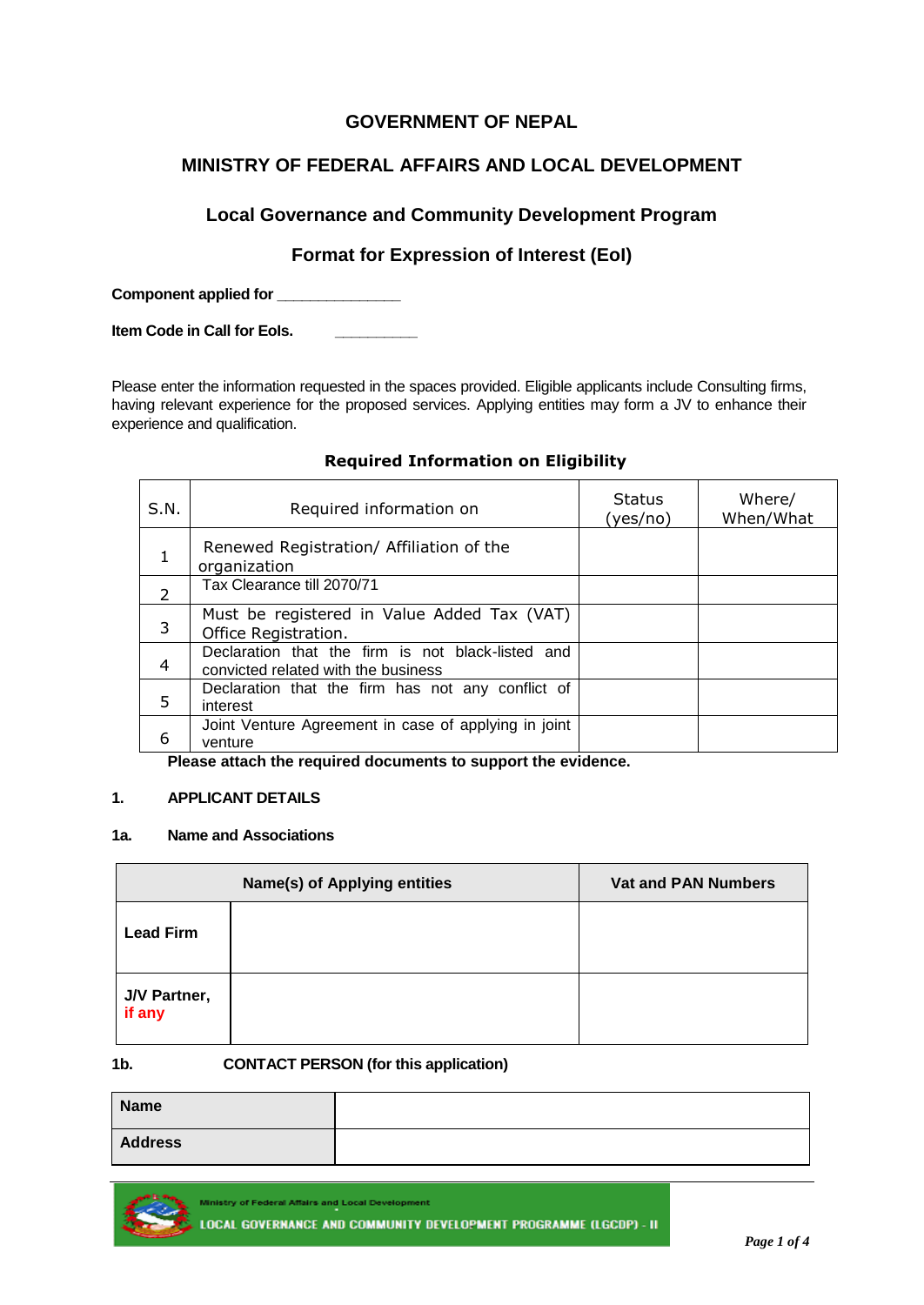# GOVERNMENT OF NEPAL

## MINISTRY OF FEDERAL AFFAIRS AND LOCAL DEVELOPMENT

### Local Governance and Community Development Program

### Format for Expression of Interest (EoI)

**Component applied for ______________**

**Item Code in Call for EoIs. _________**

Please enter the information requested in the spaces provided. Eligible applicants include Consulting firms, having relevant experience for the proposed services. Applying entities may form a JV to enhance their experience and qualification.

**Required Information on Eligibility**

| S.N. | Required information on | Status (yes/no) | Where/ When/What |
|---|---|---|---|
| 1 | Renewed Registration/ Affiliation of the organization | | |
| 2 | Tax Clearance till 2070/71 | | |
| 3 | Must be registered in Value Added Tax (VAT) Office Registration. | | |
| 4 | Declaration that the firm is not black-listed and convicted related with the business | | |
| 5 | Declaration that the firm has not any conflict of interest | | |
| 6 | Joint Venture Agreement in case of applying in joint venture | | |

**Please attach the required documents to support the evidence.**

**1. APPLICANT DETAILS**

**1a. Name and Associations**

| Name(s) of Applying entities | | Vat and PAN Numbers |
|---|---|---|
| **Lead Firm** | | |
| **J/V Partner, if any** | | |

**1b. CONTACT PERSON (for this application)**

| | |
|---|---|
| **Name** | |
| **Address** | |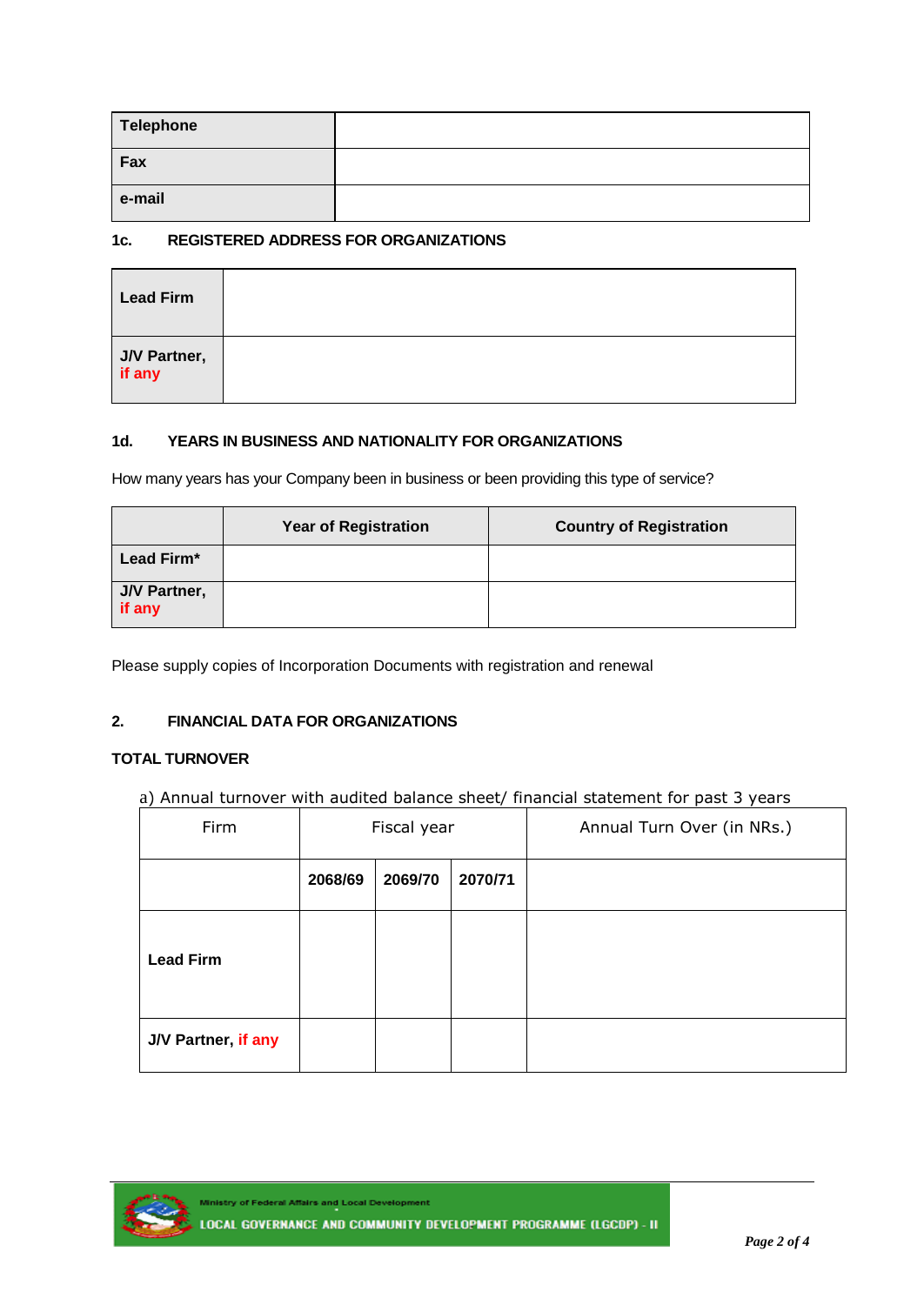| Telephone | |
|---|---|
| Fax | |
| e-mail | |

**1c. REGISTERED ADDRESS FOR ORGANIZATIONS**

| Lead Firm | |
|---|---|
| J/V Partner, if any | |

**1d. YEARS IN BUSINESS AND NATIONALITY FOR ORGANIZATIONS**

How many years has your Company been in business or been providing this type of service?

| | Year of Registration | Country of Registration |
|---|---|---|
| Lead Firm* | | |
| J/V Partner, if any | | |

Please supply copies of Incorporation Documents with registration and renewal

**2. FINANCIAL DATA FOR ORGANIZATIONS**

**TOTAL TURNOVER**

a) Annual turnover with audited balance sheet/ financial statement for past 3 years

| Firm | Fiscal year | | | Annual Turn Over (in NRs.) |
|---|---|---|---|---|
| | 2068/69 | 2069/70 | 2070/71 | |
| Lead Firm | | | | |
| J/V Partner, if any | | | | |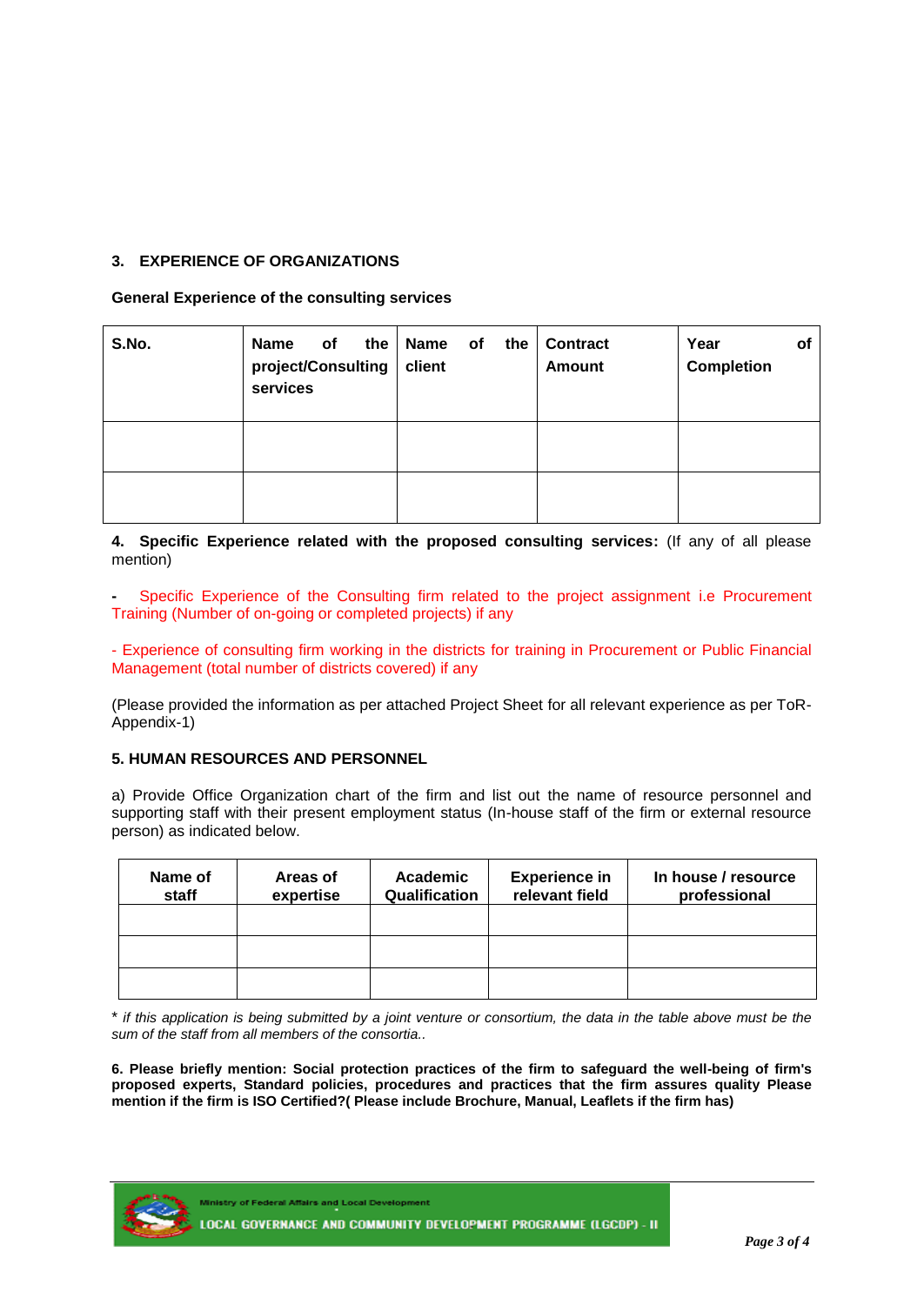## 3. EXPERIENCE OF ORGANIZATIONS

**General Experience of the consulting services**

| S.No. | Name of the project/Consulting services | Name of the client | Contract Amount | Year of Completion |
|---|---|---|---|---|
| | | | | |
| | | | | |

**4. Specific Experience related with the proposed consulting services:** (If any of all please mention)

**-** Specific Experience of the Consulting firm related to the project assignment i.e Procurement Training (Number of on-going or completed projects) if any

- Experience of consulting firm working in the districts for training in Procurement or Public Financial Management (total number of districts covered) if any

(Please provided the information as per attached Project Sheet for all relevant experience as per ToR-Appendix-1)

## 5. HUMAN RESOURCES AND PERSONNEL

a) Provide Office Organization chart of the firm and list out the name of resource personnel and supporting staff with their present employment status (In-house staff of the firm or external resource person) as indicated below.

| Name of staff | Areas of expertise | Academic Qualification | Experience in relevant field | In house / resource professional |
|---|---|---|---|---|
| | | | | |
| | | | | |
| | | | | |

* *if this application is being submitted by a joint venture or consortium, the data in the table above must be the sum of the staff from all members of the consortia..*

**6. Please briefly mention: Social protection practices of the firm to safeguard the well-being of firm's proposed experts, Standard policies, procedures and practices that the firm assures quality Please mention if the firm is ISO Certified?( Please include Brochure, Manual, Leaflets if the firm has)**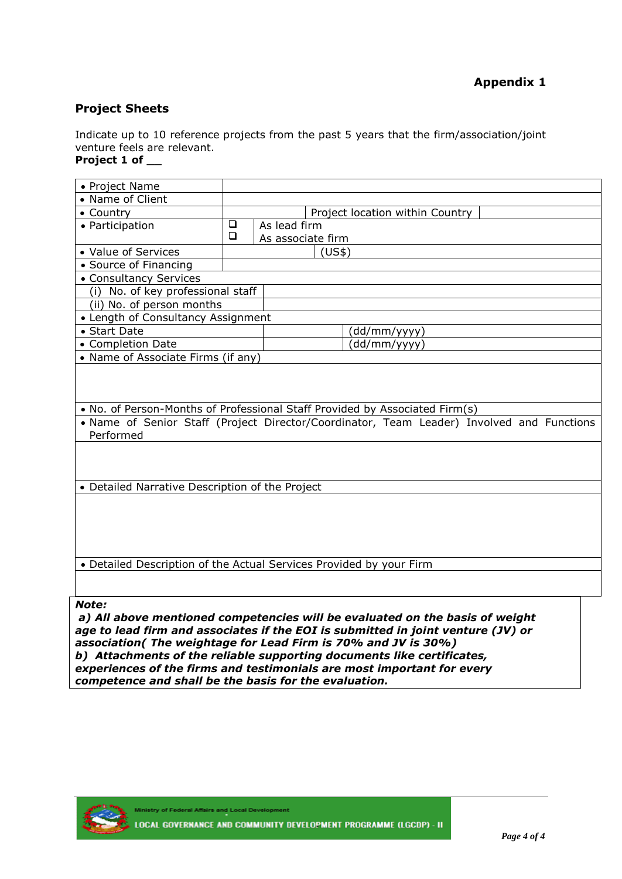**Appendix 1**

## Project Sheets

Indicate up to 10 reference projects from the past 5 years that the firm/association/joint venture feels are relevant.

**Project 1 of __**

| | | | |
|---|---|---|---|
| • Project Name | | | |
| • Name of Client | | | |
| • Country | | Project location within Country | |
| • Participation | ❑ As lead firm<br>❑ As associate firm | | |
| • Value of Services | | (US$) | |
| • Source of Financing | | | |
| • Consultancy Services | | | |
| (i) No. of key professional staff | | | |
| (ii) No. of person months | | | |
| • Length of Consultancy Assignment | | | |
| • Start Date | | (dd/mm/yyyy) | |
| • Completion Date | | (dd/mm/yyyy) | |
| • Name of Associate Firms (if any) | | | |
| | | | |
| • No. of Person-Months of Professional Staff Provided by Associated Firm(s) | | | |
| • Name of Senior Staff (Project Director/Coordinator, Team Leader) Involved and Functions Performed | | | |
| | | | |
| • Detailed Narrative Description of the Project | | | |
| | | | |
| • Detailed Description of the Actual Services Provided by your Firm | | | |
| | | | |

***Note:***

***a) All above mentioned competencies will be evaluated on the basis of weight age to lead firm and associates if the EOI is submitted in joint venture (JV) or association( The weightage for Lead Firm is 70% and JV is 30%)***

***b) Attachments of the reliable supporting documents like certificates, experiences of the firms and testimonials are most important for every competence and shall be the basis for the evaluation.***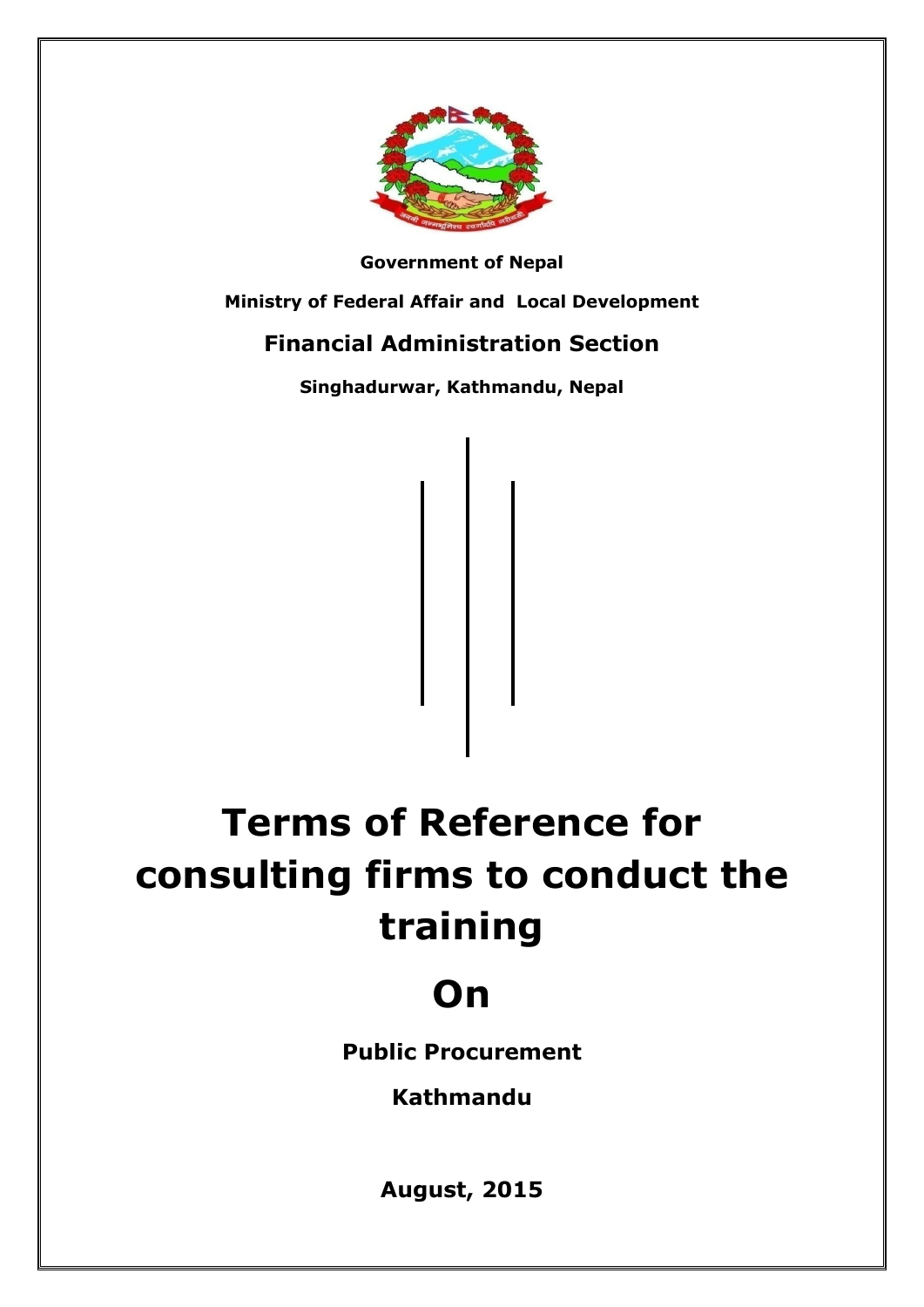**Government of Nepal**

**Ministry of Federal Affair and Local Development**

**Financial Administration Section**

**Singhadurwar, Kathmandu, Nepal**

# Terms of Reference for consulting firms to conduct the training

# On

**Public Procurement**

**Kathmandu**

**August, 2015**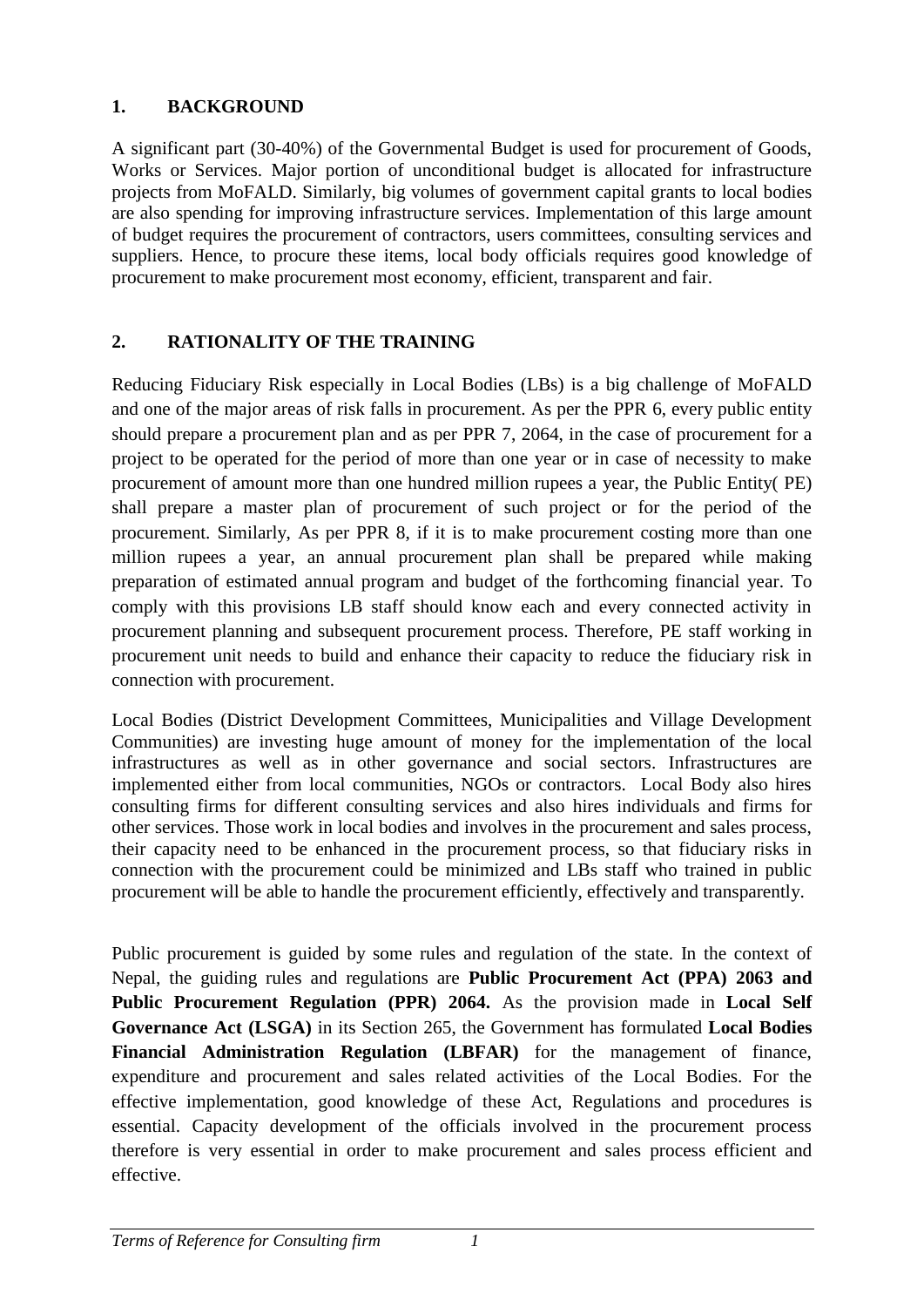## 1. BACKGROUND

A significant part (30-40%) of the Governmental Budget is used for procurement of Goods, Works or Services. Major portion of unconditional budget is allocated for infrastructure projects from MoFALD. Similarly, big volumes of government capital grants to local bodies are also spending for improving infrastructure services. Implementation of this large amount of budget requires the procurement of contractors, users committees, consulting services and suppliers. Hence, to procure these items, local body officials requires good knowledge of procurement to make procurement most economy, efficient, transparent and fair.

## 2. RATIONALITY OF THE TRAINING

Reducing Fiduciary Risk especially in Local Bodies (LBs) is a big challenge of MoFALD and one of the major areas of risk falls in procurement. As per the PPR 6, every public entity should prepare a procurement plan and as per PPR 7, 2064, in the case of procurement for a project to be operated for the period of more than one year or in case of necessity to make procurement of amount more than one hundred million rupees a year, the Public Entity( PE) shall prepare a master plan of procurement of such project or for the period of the procurement. Similarly, As per PPR 8, if it is to make procurement costing more than one million rupees a year, an annual procurement plan shall be prepared while making preparation of estimated annual program and budget of the forthcoming financial year. To comply with this provisions LB staff should know each and every connected activity in procurement planning and subsequent procurement process. Therefore, PE staff working in procurement unit needs to build and enhance their capacity to reduce the fiduciary risk in connection with procurement.

Local Bodies (District Development Committees, Municipalities and Village Development Communities) are investing huge amount of money for the implementation of the local infrastructures as well as in other governance and social sectors. Infrastructures are implemented either from local communities, NGOs or contractors. Local Body also hires consulting firms for different consulting services and also hires individuals and firms for other services. Those work in local bodies and involves in the procurement and sales process, their capacity need to be enhanced in the procurement process, so that fiduciary risks in connection with the procurement could be minimized and LBs staff who trained in public procurement will be able to handle the procurement efficiently, effectively and transparently.

Public procurement is guided by some rules and regulation of the state. In the context of Nepal, the guiding rules and regulations are **Public Procurement Act (PPA) 2063 and Public Procurement Regulation (PPR) 2064.** As the provision made in **Local Self Governance Act (LSGA)** in its Section 265, the Government has formulated **Local Bodies Financial Administration Regulation (LBFAR)** for the management of finance, expenditure and procurement and sales related activities of the Local Bodies. For the effective implementation, good knowledge of these Act, Regulations and procedures is essential. Capacity development of the officials involved in the procurement process therefore is very essential in order to make procurement and sales process efficient and effective.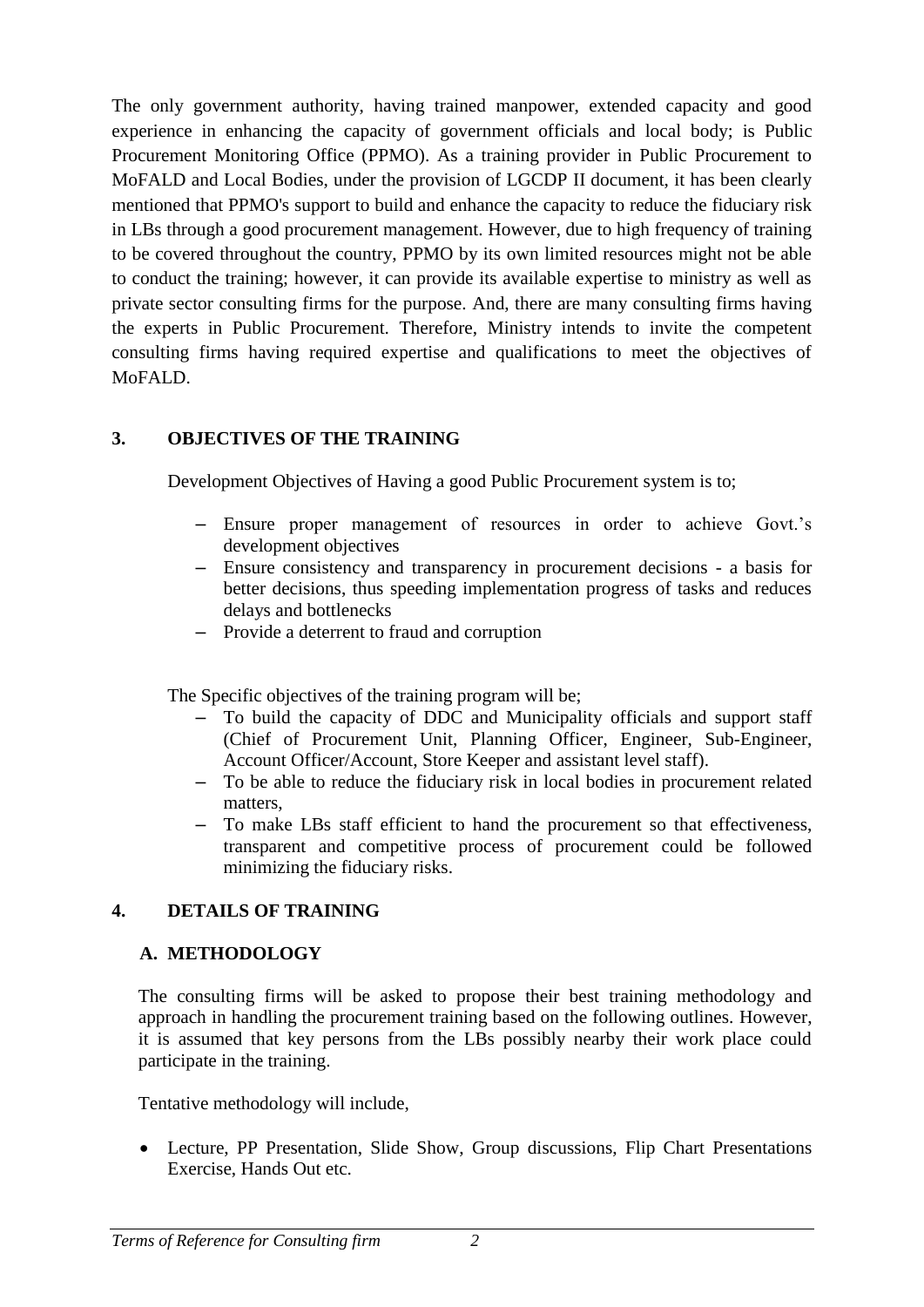The only government authority, having trained manpower, extended capacity and good experience in enhancing the capacity of government officials and local body; is Public Procurement Monitoring Office (PPMO). As a training provider in Public Procurement to MoFALD and Local Bodies, under the provision of LGCDP II document, it has been clearly mentioned that PPMO's support to build and enhance the capacity to reduce the fiduciary risk in LBs through a good procurement management. However, due to high frequency of training to be covered throughout the country, PPMO by its own limited resources might not be able to conduct the training; however, it can provide its available expertise to ministry as well as private sector consulting firms for the purpose. And, there are many consulting firms having the experts in Public Procurement. Therefore, Ministry intends to invite the competent consulting firms having required expertise and qualifications to meet the objectives of MoFALD.

## 3. OBJECTIVES OF THE TRAINING

Development Objectives of Having a good Public Procurement system is to;

- Ensure proper management of resources in order to achieve Govt.'s development objectives
- Ensure consistency and transparency in procurement decisions - a basis for better decisions, thus speeding implementation progress of tasks and reduces delays and bottlenecks
- Provide a deterrent to fraud and corruption

The Specific objectives of the training program will be;

- To build the capacity of DDC and Municipality officials and support staff (Chief of Procurement Unit, Planning Officer, Engineer, Sub-Engineer, Account Officer/Account, Store Keeper and assistant level staff).
- To be able to reduce the fiduciary risk in local bodies in procurement related matters,
- To make LBs staff efficient to hand the procurement so that effectiveness, transparent and competitive process of procurement could be followed minimizing the fiduciary risks.

## 4. DETAILS OF TRAINING

### A. METHODOLOGY

The consulting firms will be asked to propose their best training methodology and approach in handling the procurement training based on the following outlines. However, it is assumed that key persons from the LBs possibly nearby their work place could participate in the training.

Tentative methodology will include,

- Lecture, PP Presentation, Slide Show, Group discussions, Flip Chart Presentations Exercise, Hands Out etc.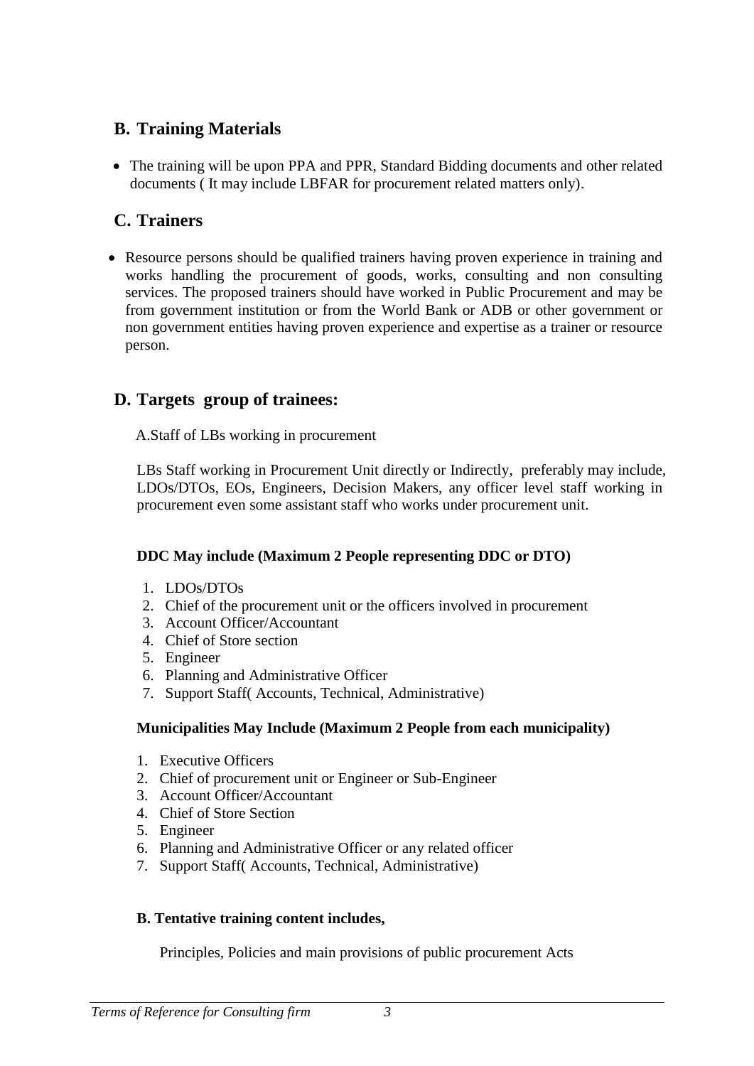## B. Training Materials

- The training will be upon PPA and PPR, Standard Bidding documents and other related documents ( It may include LBFAR for procurement related matters only).

## C. Trainers

- Resource persons should be qualified trainers having proven experience in training and works handling the procurement of goods, works, consulting and non consulting services. The proposed trainers should have worked in Public Procurement and may be from government institution or from the World Bank or ADB or other government or non government entities having proven experience and expertise as a trainer or resource person.

## D. Targets group of trainees:

A.Staff of LBs working in procurement

LBs Staff working in Procurement Unit directly or Indirectly, preferably may include, LDOs/DTOs, EOs, Engineers, Decision Makers, any officer level staff working in procurement even some assistant staff who works under procurement unit.

**DDC May include (Maximum 2 People representing DDC or DTO)**

1. LDOs/DTOs
2. Chief of the procurement unit or the officers involved in procurement
3. Account Officer/Accountant
4. Chief of Store section
5. Engineer
6. Planning and Administrative Officer
7. Support Staff( Accounts, Technical, Administrative)

**Municipalities May Include (Maximum 2 People from each municipality)**

1. Executive Officers
2. Chief of procurement unit or Engineer or Sub-Engineer
3. Account Officer/Accountant
4. Chief of Store Section
5. Engineer
6. Planning and Administrative Officer or any related officer
7. Support Staff( Accounts, Technical, Administrative)

**B. Tentative training content includes,**

Principles, Policies and main provisions of public procurement Acts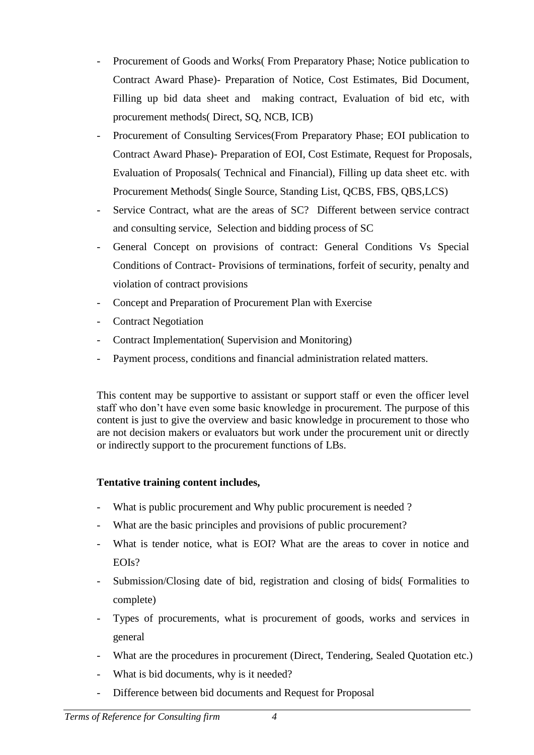- Procurement of Goods and Works( From Preparatory Phase; Notice publication to Contract Award Phase)- Preparation of Notice, Cost Estimates, Bid Document, Filling up bid data sheet and making contract, Evaluation of bid etc, with procurement methods( Direct, SQ, NCB, ICB)
- Procurement of Consulting Services(From Preparatory Phase; EOI publication to Contract Award Phase)- Preparation of EOI, Cost Estimate, Request for Proposals, Evaluation of Proposals( Technical and Financial), Filling up data sheet etc. with Procurement Methods( Single Source, Standing List, QCBS, FBS, QBS,LCS)
- Service Contract, what are the areas of SC? Different between service contract and consulting service, Selection and bidding process of SC
- General Concept on provisions of contract: General Conditions Vs Special Conditions of Contract- Provisions of terminations, forfeit of security, penalty and violation of contract provisions
- Concept and Preparation of Procurement Plan with Exercise
- Contract Negotiation
- Contract Implementation( Supervision and Monitoring)
- Payment process, conditions and financial administration related matters.

This content may be supportive to assistant or support staff or even the officer level staff who don't have even some basic knowledge in procurement. The purpose of this content is just to give the overview and basic knowledge in procurement to those who are not decision makers or evaluators but work under the procurement unit or directly or indirectly support to the procurement functions of LBs.

**Tentative training content includes,**

- What is public procurement and Why public procurement is needed ?
- What are the basic principles and provisions of public procurement?
- What is tender notice, what is EOI? What are the areas to cover in notice and EOIs?
- Submission/Closing date of bid, registration and closing of bids( Formalities to complete)
- Types of procurements, what is procurement of goods, works and services in general
- What are the procedures in procurement (Direct, Tendering, Sealed Quotation etc.)
- What is bid documents, why is it needed?
- Difference between bid documents and Request for Proposal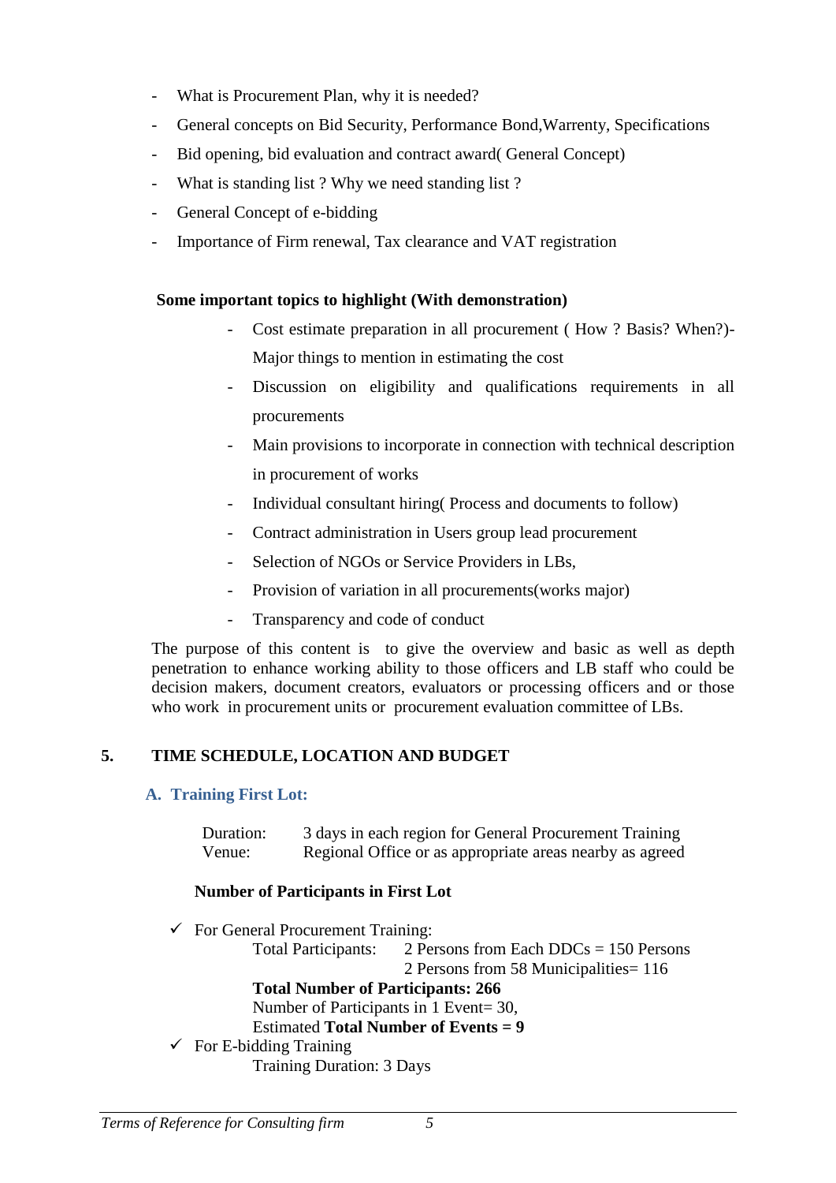- What is Procurement Plan, why it is needed?
- General concepts on Bid Security, Performance Bond,Warrenty, Specifications
- Bid opening, bid evaluation and contract award( General Concept)
- What is standing list ? Why we need standing list ?
- General Concept of e-bidding
- Importance of Firm renewal, Tax clearance and VAT registration

**Some important topics to highlight (With demonstration)**

- Cost estimate preparation in all procurement ( How ? Basis? When?)- Major things to mention in estimating the cost
- Discussion on eligibility and qualifications requirements in all procurements
- Main provisions to incorporate in connection with technical description in procurement of works
- Individual consultant hiring( Process and documents to follow)
- Contract administration in Users group lead procurement
- Selection of NGOs or Service Providers in LBs,
- Provision of variation in all procurements(works major)
- Transparency and code of conduct

The purpose of this content is to give the overview and basic as well as depth penetration to enhance working ability to those officers and LB staff who could be decision makers, document creators, evaluators or processing officers and or those who work in procurement units or procurement evaluation committee of LBs.

## 5. TIME SCHEDULE, LOCATION AND BUDGET

### A. Training First Lot:

Duration: 3 days in each region for General Procurement Training
Venue: Regional Office or as appropriate areas nearby as agreed

**Number of Participants in First Lot**

- ✓ For General Procurement Training:
  Total Participants: 2 Persons from Each DDCs = 150 Persons
  2 Persons from 58 Municipalities= 116
  **Total Number of Participants: 266**
  Number of Participants in 1 Event= 30,
  Estimated **Total Number of Events = 9**
- ✓ For E-bidding Training
  Training Duration: 3 Days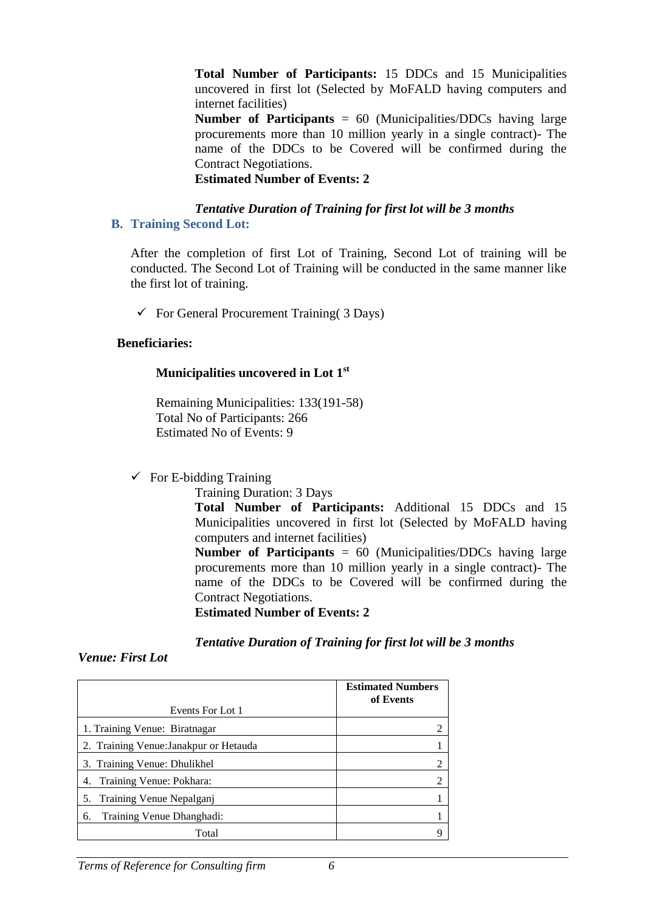**Total Number of Participants:** 15 DDCs and 15 Municipalities uncovered in first lot (Selected by MoFALD having computers and internet facilities)

**Number of Participants** = 60 (Municipalities/DDCs having large procurements more than 10 million yearly in a single contract)- The name of the DDCs to be Covered will be confirmed during the Contract Negotiations.

**Estimated Number of Events: 2**

***Tentative Duration of Training for first lot will be 3 months***

## B. Training Second Lot:

After the completion of first Lot of Training, Second Lot of training will be conducted. The Second Lot of Training will be conducted in the same manner like the first lot of training.

- ✓ For General Procurement Training( 3 Days)

**Beneficiaries:**

**Municipalities uncovered in Lot 1st**

Remaining Municipalities: 133(191-58)
Total No of Participants: 266
Estimated No of Events: 9

- ✓ For E-bidding Training

Training Duration: 3 Days

**Total Number of Participants:** Additional 15 DDCs and 15 Municipalities uncovered in first lot (Selected by MoFALD having computers and internet facilities)

**Number of Participants** = 60 (Municipalities/DDCs having large procurements more than 10 million yearly in a single contract)- The name of the DDCs to be Covered will be confirmed during the Contract Negotiations.

**Estimated Number of Events: 2**

***Tentative Duration of Training for first lot will be 3 months***

***Venue: First Lot***

| Events For Lot 1 | **Estimated Numbers of Events** |
|---|---|
| 1. Training Venue: Biratnagar | 2 |
| 2. Training Venue:Janakpur or Hetauda | 1 |
| 3. Training Venue: Dhulikhel | 2 |
| 4. Training Venue: Pokhara: | 2 |
| 5. Training Venue Nepalganj | 1 |
| 6. Training Venue Dhanghadi: | 1 |
| Total | 9 |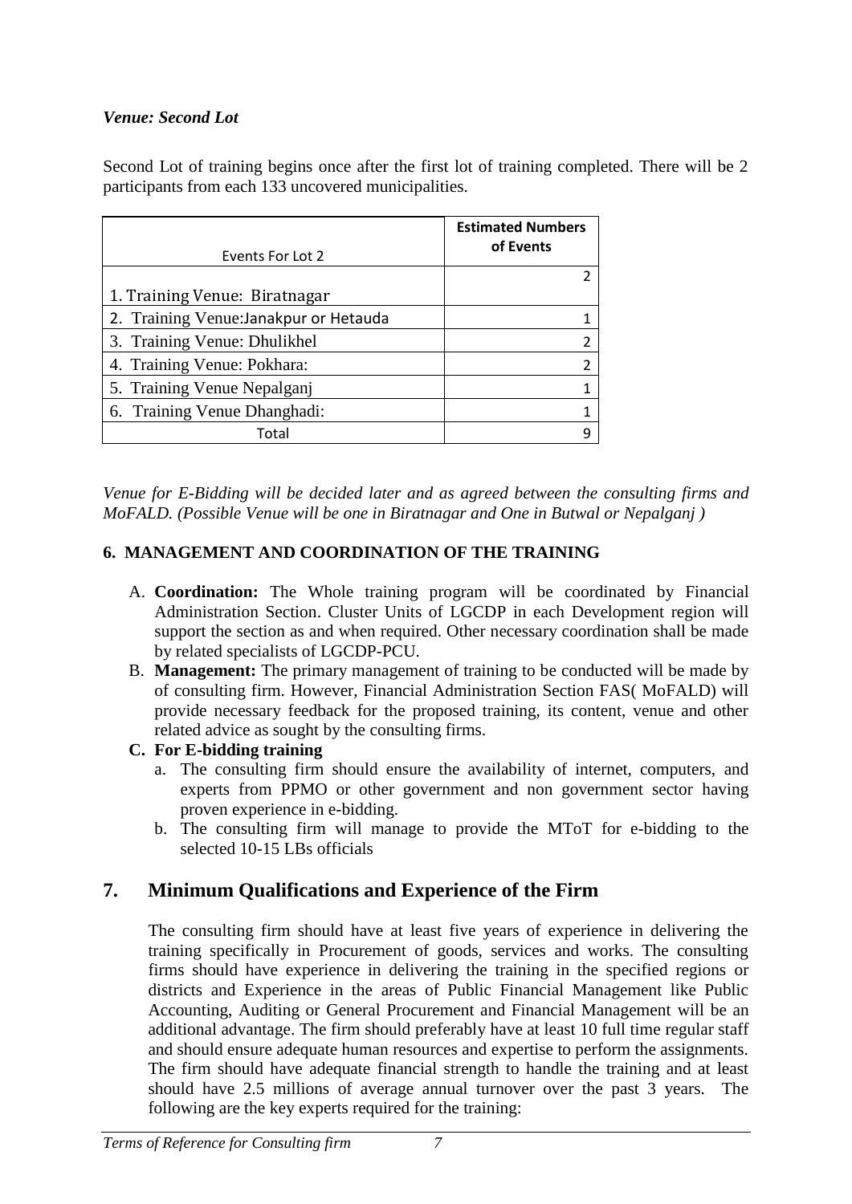***Venue: Second Lot***

Second Lot of training begins once after the first lot of training completed. There will be 2 participants from each 133 uncovered municipalities.

| Events For Lot 2 | Estimated Numbers of Events |
|---|---|
| 1. Training Venue: Biratnagar | 2 |
| 2. Training Venue:Janakpur or Hetauda | 1 |
| 3. Training Venue: Dhulikhel | 2 |
| 4. Training Venue: Pokhara: | 2 |
| 5. Training Venue Nepalganj | 1 |
| 6. Training Venue Dhanghadi: | 1 |
| Total | 9 |

*Venue for E-Bidding will be decided later and as agreed between the consulting firms and MoFALD. (Possible Venue will be one in Biratnagar and One in Butwal or Nepalganj )*

### 6. MANAGEMENT AND COORDINATION OF THE TRAINING

A. **Coordination:** The Whole training program will be coordinated by Financial Administration Section. Cluster Units of LGCDP in each Development region will support the section as and when required. Other necessary coordination shall be made by related specialists of LGCDP-PCU.

B. **Management:** The primary management of training to be conducted will be made by of consulting firm. However, Financial Administration Section FAS( MoFALD) will provide necessary feedback for the proposed training, its content, venue and other related advice as sought by the consulting firms.

**C. For E-bidding training**

a. The consulting firm should ensure the availability of internet, computers, and experts from PPMO or other government and non government sector having proven experience in e-bidding.

b. The consulting firm will manage to provide the MToT for e-bidding to the selected 10-15 LBs officials

## 7. Minimum Qualifications and Experience of the Firm

The consulting firm should have at least five years of experience in delivering the training specifically in Procurement of goods, services and works. The consulting firms should have experience in delivering the training in the specified regions or districts and Experience in the areas of Public Financial Management like Public Accounting, Auditing or General Procurement and Financial Management will be an additional advantage. The firm should preferably have at least 10 full time regular staff and should ensure adequate human resources and expertise to perform the assignments. The firm should have adequate financial strength to handle the training and at least should have 2.5 millions of average annual turnover over the past 3 years. The following are the key experts required for the training: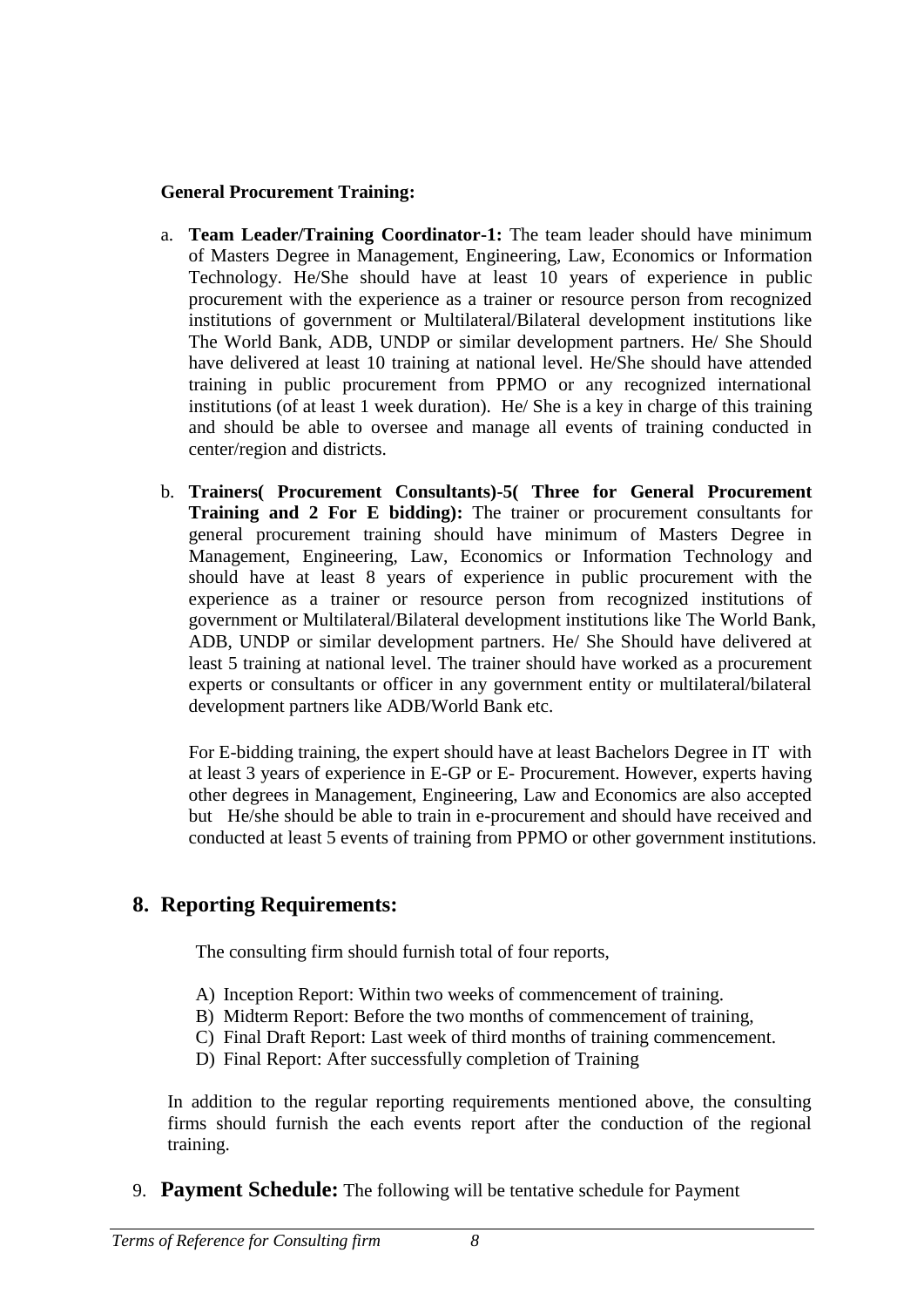**General Procurement Training:**

a. **Team Leader/Training Coordinator-1:** The team leader should have minimum of Masters Degree in Management, Engineering, Law, Economics or Information Technology. He/She should have at least 10 years of experience in public procurement with the experience as a trainer or resource person from recognized institutions of government or Multilateral/Bilateral development institutions like The World Bank, ADB, UNDP or similar development partners. He/ She Should have delivered at least 10 training at national level. He/She should have attended training in public procurement from PPMO or any recognized international institutions (of at least 1 week duration). He/ She is a key in charge of this training and should be able to oversee and manage all events of training conducted in center/region and districts.

b. **Trainers( Procurement Consultants)-5( Three for General Procurement Training and 2 For E bidding):** The trainer or procurement consultants for general procurement training should have minimum of Masters Degree in Management, Engineering, Law, Economics or Information Technology and should have at least 8 years of experience in public procurement with the experience as a trainer or resource person from recognized institutions of government or Multilateral/Bilateral development institutions like The World Bank, ADB, UNDP or similar development partners. He/ She Should have delivered at least 5 training at national level. The trainer should have worked as a procurement experts or consultants or officer in any government entity or multilateral/bilateral development partners like ADB/World Bank etc.

   For E-bidding training, the expert should have at least Bachelors Degree in IT with at least 3 years of experience in E-GP or E- Procurement. However, experts having other degrees in Management, Engineering, Law and Economics are also accepted but He/she should be able to train in e-procurement and should have received and conducted at least 5 events of training from PPMO or other government institutions.

## 8. Reporting Requirements:

The consulting firm should furnish total of four reports,

A) Inception Report: Within two weeks of commencement of training.
B) Midterm Report: Before the two months of commencement of training,
C) Final Draft Report: Last week of third months of training commencement.
D) Final Report: After successfully completion of Training

In addition to the regular reporting requirements mentioned above, the consulting firms should furnish the each events report after the conduction of the regional training.

9. **Payment Schedule:** The following will be tentative schedule for Payment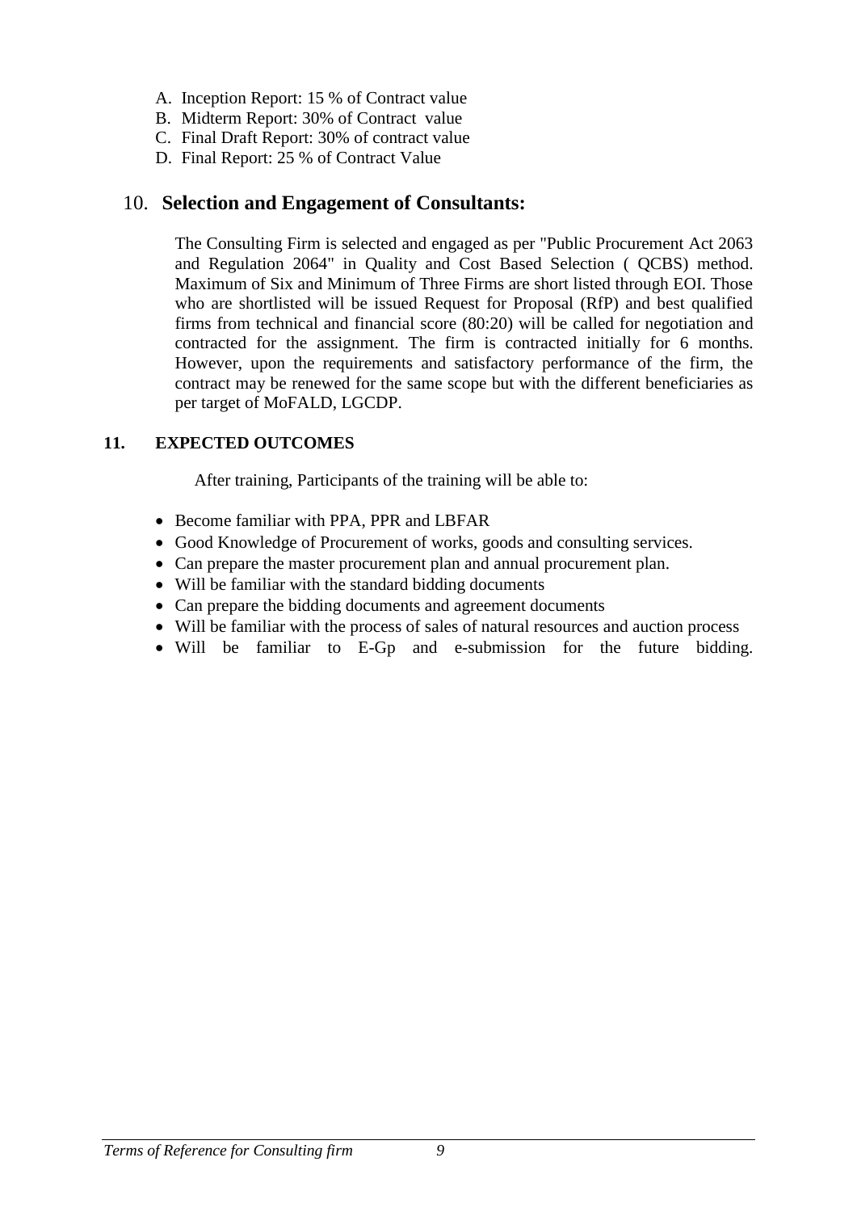A. Inception Report: 15 % of Contract value
B. Midterm Report: 30% of Contract value
C. Final Draft Report: 30% of contract value
D. Final Report: 25 % of Contract Value

## 10. Selection and Engagement of Consultants:

The Consulting Firm is selected and engaged as per "Public Procurement Act 2063 and Regulation 2064" in Quality and Cost Based Selection ( QCBS) method. Maximum of Six and Minimum of Three Firms are short listed through EOI. Those who are shortlisted will be issued Request for Proposal (RfP) and best qualified firms from technical and financial score (80:20) will be called for negotiation and contracted for the assignment. The firm is contracted initially for 6 months. However, upon the requirements and satisfactory performance of the firm, the contract may be renewed for the same scope but with the different beneficiaries as per target of MoFALD, LGCDP.

## 11. EXPECTED OUTCOMES

After training, Participants of the training will be able to:

- Become familiar with PPA, PPR and LBFAR
- Good Knowledge of Procurement of works, goods and consulting services.
- Can prepare the master procurement plan and annual procurement plan.
- Will be familiar with the standard bidding documents
- Can prepare the bidding documents and agreement documents
- Will be familiar with the process of sales of natural resources and auction process
- Will be familiar to E-Gp and e-submission for the future bidding.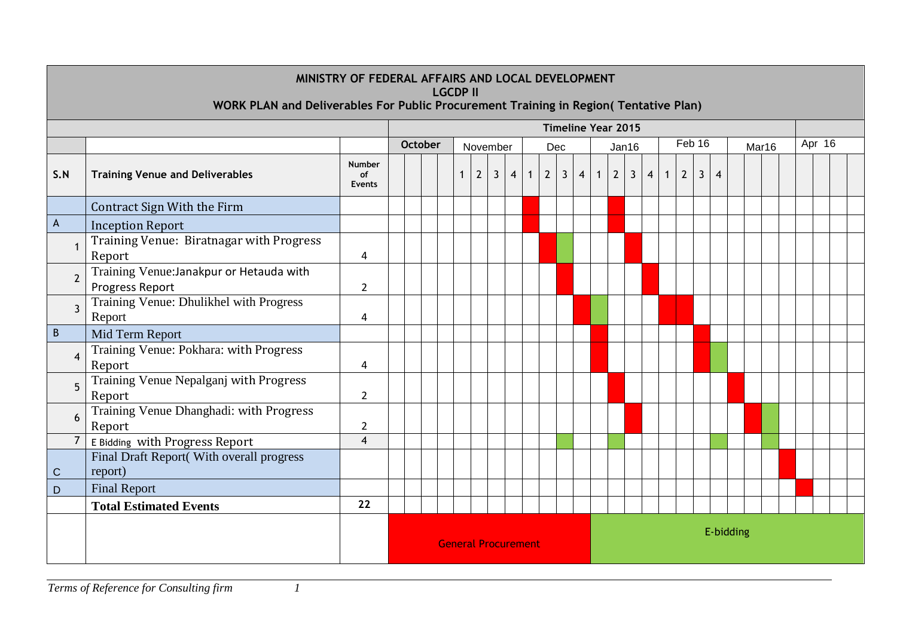**MINISTRY OF FEDERAL AFFAIRS AND LOCAL DEVELOPMENT**
**LGCDP II**
**WORK PLAN and Deliverables For Public Procurement Training in Region( Tentative Plan)**

| S.N | Training Venue and Deliverables | Number of Events | Timeline Year 2015 |
|---|---|---|---|
| | Contract Sign With the Firm | | |
| A | Inception Report | | |
| 1 | Training Venue: Biratnagar with Progress Report | 4 | |
| 2 | Training Venue:Janakpur or Hetauda with Progress Report | 2 | |
| 3 | Training Venue: Dhulikhel with Progress Report | 4 | |
| B | Mid Term Report | | |
| 4 | Training Venue: Pokhara: with Progress Report | 4 | |
| 5 | Training Venue Nepalganj with Progress Report | 2 | |
| 6 | Training Venue Dhanghadi: with Progress Report | 2 | |
| 7 | E Bidding with Progress Report | 4 | |
| C | Final Draft Report( With overall progress report) | | |
| D | Final Report | | |
| | **Total Estimated Events** | **22** | |

Timeline columns: October, November (1 2 3 4), Dec (1 2 3 4), Jan16 (1 2 3 4), Feb 16 (1 2 3 4), Mar16, Apr 16

Legend: General Procurement | E-bidding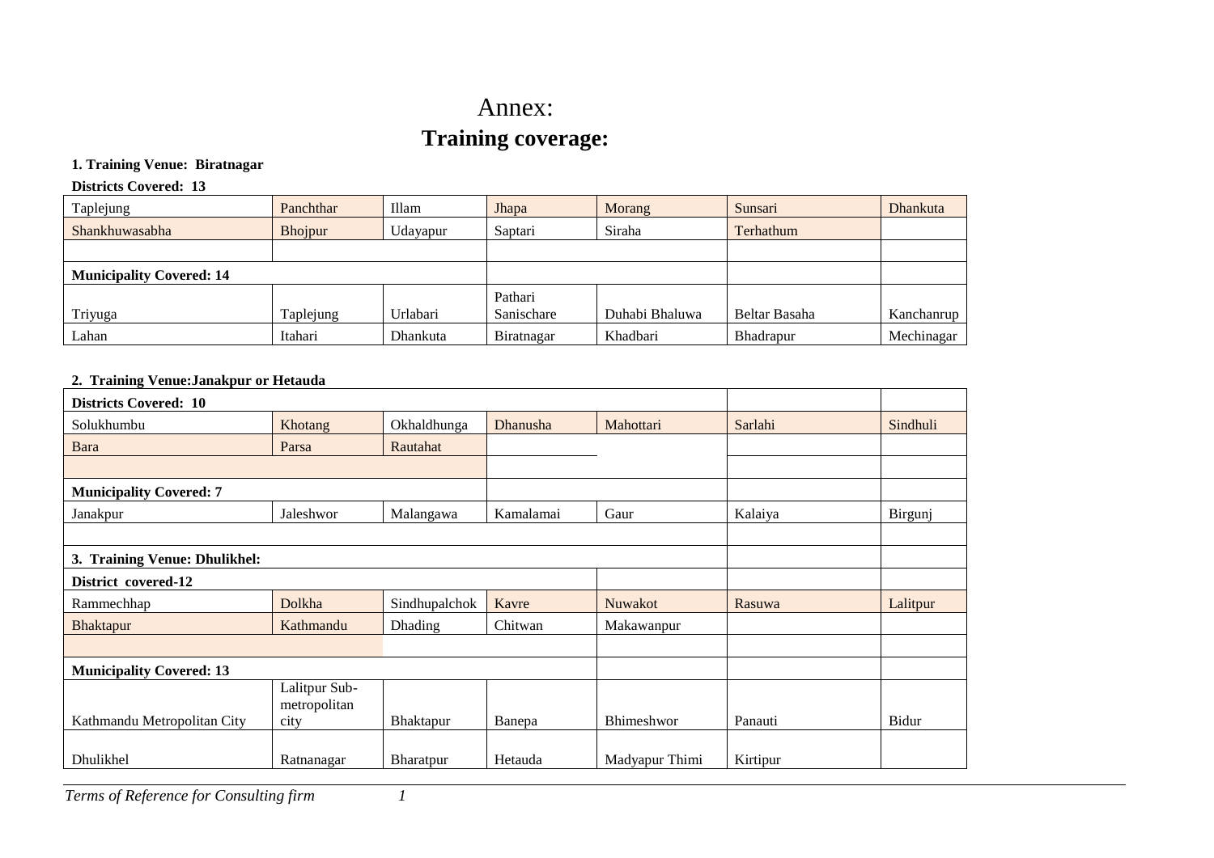# Annex:

## Training coverage:

**1. Training Venue: Biratnagar**

**Districts Covered: 13**

| | | | | | | |
|---|---|---|---|---|---|---|
| Taplejung | Panchthar | Illam | Jhapa | Morang | Sunsari | Dhankuta |
| Shankhuwasabha | Bhojpur | Udayapur | Saptari | Siraha | Terhathum | |
| | | | | | | |
| **Municipality Covered: 14** | | | | | | |
| Triyuga | Taplejung | Urlabari | Pathari Sanischare | Duhabi Bhaluwa | Beltar Basaha | Kanchanrup |
| Lahan | Itahari | Dhankuta | Biratnagar | Khadbari | Bhadrapur | Mechinagar |

**2. Training Venue:Janakpur or Hetauda**

| | | | | | | |
|---|---|---|---|---|---|---|
| **Districts Covered: 10** | | | | | | |
| Solukhumbu | Khotang | Okhaldhunga | Dhanusha | Mahottari | Sarlahi | Sindhuli |
| Bara | Parsa | Rautahat | | | | |
| | | | | | | |
| **Municipality Covered: 7** | | | | | | |
| Janakpur | Jaleshwor | Malangawa | Kamalamai | Gaur | Kalaiya | Birgunj |
| | | | | | | |
| **3. Training Venue: Dhulikhel:** | | | | | | |
| **District covered-12** | | | | | | |
| Rammechhap | Dolkha | Sindhupalchok | Kavre | Nuwakot | Rasuwa | Lalitpur |
| Bhaktapur | Kathmandu | Dhading | Chitwan | Makawanpur | | |
| | | | | | | |
| **Municipality Covered: 13** | | | | | | |
| Kathmandu Metropolitan City | Lalitpur Sub-metropolitan city | Bhaktapur | Banepa | Bhimeshwor | Panauti | Bidur |
| Dhulikhel | Ratnanagar | Bharatpur | Hetauda | Madyapur Thimi | Kirtipur | |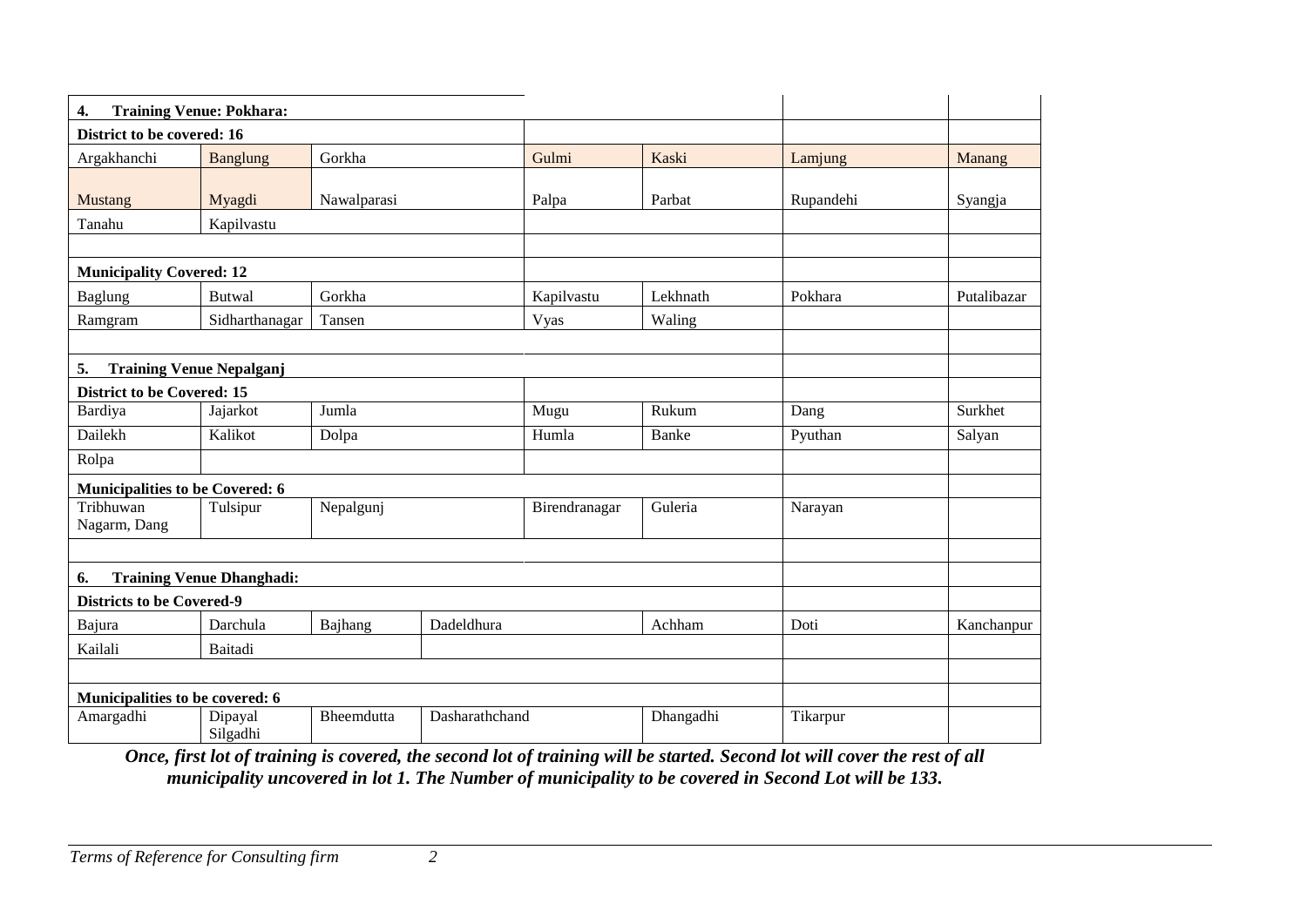| | | | | | | | |
|---|---|---|---|---|---|---|---|
| **4. Training Venue: Pokhara:** | | | | | | | |
| **District to be covered: 16** | | | | | | | |
| Argakhanchi | Banglung | Gorkha | | Gulmi | Kaski | Lamjung | Manang |
| Mustang | Myagdi | Nawalparasi | | Palpa | Parbat | Rupandehi | Syangja |
| Tanahu | Kapilvastu | | | | | | |
| | | | | | | | |
| **Municipality Covered: 12** | | | | | | | |
| Baglung | Butwal | Gorkha | | Kapilvastu | Lekhnath | Pokhara | Putalibazar |
| Ramgram | Sidharthanagar | Tansen | | Vyas | Waling | | |
| | | | | | | | |
| **5. Training Venue Nepalganj** | | | | | | | |
| **District to be Covered: 15** | | | | | | | |
| Bardiya | Jajarkot | Jumla | | Mugu | Rukum | Dang | Surkhet |
| Dailekh | Kalikot | Dolpa | | Humla | Banke | Pyuthan | Salyan |
| Rolpa | | | | | | | |
| **Municipalities to be Covered: 6** | | | | | | | |
| Tribhuwan Nagarm, Dang | Tulsipur | Nepalgunj | | Birendranagar | Guleria | Narayan | |
| | | | | | | | |
| **6. Training Venue Dhanghadi:** | | | | | | | |
| **Districts to be Covered-9** | | | | | | | |
| Bajura | Darchula | Bajhang | Dadeldhura | | Achham | Doti | Kanchanpur |
| Kailali | Baitadi | | | | | | |
| | | | | | | | |
| **Municipalities to be covered: 6** | | | | | | | |
| Amargadhi | Dipayal Silgadhi | Bheemdutta | Dasharathchand | | Dhangadhi | Tikarpur | |

***Once, first lot of training is covered, the second lot of training will be started. Second lot will cover the rest of all municipality uncovered in lot 1. The Number of municipality to be covered in Second Lot will be 133.***